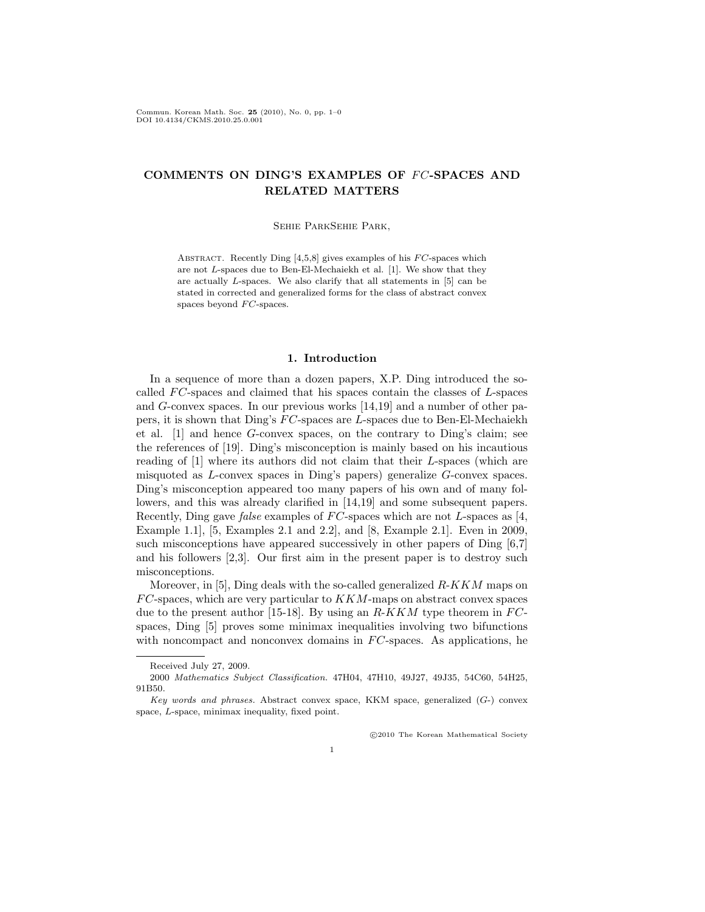# COMMENTS ON DING'S EXAMPLES OF $FC$-SPACES AND RELATED MATTERS

Sehie ParkSehie Park,

Abstract. Recently Ding [4,5,8] gives examples of his $FC$-spaces which are not $L$-spaces due to Ben-El-Mechaiekh et al. [1]. We show that they are actually $L$-spaces. We also clarify that all statements in [5] can be stated in corrected and generalized forms for the class of abstract convex spaces beyond $FC$-spaces.

## 1. Introduction

In a sequence of more than a dozen papers, X.P. Ding introduced the so-called $FC$-spaces and claimed that his spaces contain the classes of $L$-spaces and $G$-convex spaces. In our previous works [14,19] and a number of other papers, it is shown that Ding's $FC$-spaces are $L$-spaces due to Ben-El-Mechaiekh et al. [1] and hence $G$-convex spaces, on the contrary to Ding's claim; see the references of [19]. Ding's misconception is mainly based on his incautious reading of [1] where its authors did not claim that their $L$-spaces (which are misquoted as $L$-convex spaces in Ding's papers) generalize $G$-convex spaces. Ding's misconception appeared too many papers of his own and of many followers, and this was already clarified in [14,19] and some subsequent papers. Recently, Ding gave *false* examples of $FC$-spaces which are not $L$-spaces as [4, Example 1.1], [5, Examples 2.1 and 2.2], and [8, Example 2.1]. Even in 2009, such misconceptions have appeared successively in other papers of Ding [6,7] and his followers [2,3]. Our first aim in the present paper is to destroy such misconceptions.

Moreover, in [5], Ding deals with the so-called generalized $R$-$KKM$ maps on $FC$-spaces, which are very particular to $KKM$-maps on abstract convex spaces due to the present author [15-18]. By using an $R$-$KKM$ type theorem in $FC$-spaces, Ding [5] proves some minimax inequalities involving two bifunctions with noncompact and nonconvex domains in $FC$-spaces. As applications, he

---

Received July 27, 2009.

2000 *Mathematics Subject Classification.* 47H04, 47H10, 49J27, 49J35, 54C60, 54H25, 91B50.

*Key words and phrases.* Abstract convex space, KKM space, generalized ($G$-) convex space, $L$-space, minimax inequality, fixed point.

©2010 The Korean Mathematical Society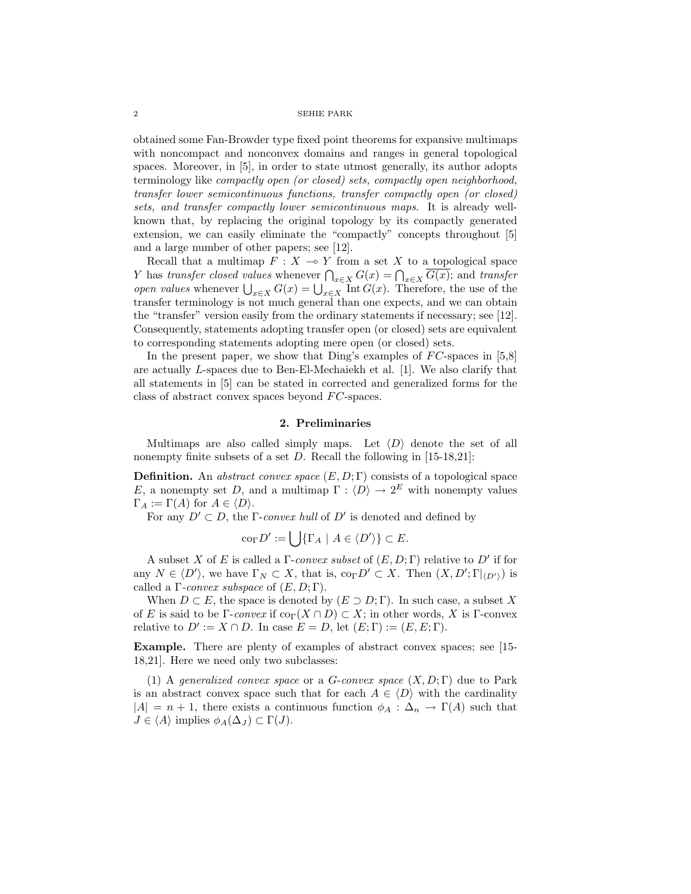obtained some Fan-Browder type fixed point theorems for expansive multimaps with noncompact and nonconvex domains and ranges in general topological spaces. Moreover, in [5], in order to state utmost generally, its author adopts terminology like *compactly open (or closed) sets, compactly open neighborhood, transfer lower semicontinuous functions, transfer compactly open (or closed) sets, and transfer compactly lower semicontinuous maps*. It is already well-known that, by replacing the original topology by its compactly generated extension, we can easily eliminate the "compactly" concepts throughout [5] and a large number of other papers; see [12].

Recall that a multimap $F : X \multimap Y$ from a set $X$ to a topological space $Y$ has *transfer closed values* whenever $\bigcap_{x\in X} G(x) = \bigcap_{x\in X} \overline{G(x)}$; and *transfer open values* whenever $\bigcup_{x\in X} G(x) = \bigcup_{x\in X} \operatorname{Int} G(x)$. Therefore, the use of the transfer terminology is not much general than one expects, and we can obtain the "transfer" version easily from the ordinary statements if necessary; see [12]. Consequently, statements adopting transfer open (or closed) sets are equivalent to corresponding statements adopting mere open (or closed) sets.

In the present paper, we show that Ding's examples of $FC$-spaces in [5,8] are actually $L$-spaces due to Ben-El-Mechaiekh et al. [1]. We also clarify that all statements in [5] can be stated in corrected and generalized forms for the class of abstract convex spaces beyond $FC$-spaces.

## 2. Preliminaries

Multimaps are also called simply maps. Let $\langle D\rangle$ denote the set of all nonempty finite subsets of a set $D$. Recall the following in [15-18,21]:

**Definition.** An *abstract convex space* $(E, D; \Gamma)$ consists of a topological space $E$, a nonempty set $D$, and a multimap $\Gamma : \langle D\rangle \to 2^E$ with nonempty values $\Gamma_A := \Gamma(A)$ for $A \in \langle D\rangle$.

For any $D' \subset D$, the $\Gamma$-*convex hull* of $D'$ is denoted and defined by

$$\mathrm{co}_\Gamma D' := \bigcup\{\Gamma_A \mid A \in \langle D'\rangle\} \subset E.$$

A subset $X$ of $E$ is called a $\Gamma$-*convex subset* of $(E, D; \Gamma)$ relative to $D'$ if for any $N \in \langle D'\rangle$, we have $\Gamma_N \subset X$, that is, $\mathrm{co}_\Gamma D' \subset X$. Then $(X, D'; \Gamma|_{\langle D'\rangle})$ is called a $\Gamma$-*convex subspace* of $(E, D; \Gamma)$.

When $D \subset E$, the space is denoted by $(E \supset D; \Gamma)$. In such case, a subset $X$ of $E$ is said to be $\Gamma$-*convex* if $\mathrm{co}_\Gamma(X \cap D) \subset X$; in other words, $X$ is $\Gamma$-convex relative to $D' := X \cap D$. In case $E = D$, let $(E; \Gamma) := (E, E; \Gamma)$.

**Example.** There are plenty of examples of abstract convex spaces; see [15-18,21]. Here we need only two subclasses:

(1) A *generalized convex space* or a *G-convex space* $(X, D; \Gamma)$ due to Park is an abstract convex space such that for each $A \in \langle D\rangle$ with the cardinality $|A| = n + 1$, there exists a continuous function $\phi_A : \Delta_n \to \Gamma(A)$ such that $J \in \langle A\rangle$ implies $\phi_A(\Delta_J) \subset \Gamma(J)$.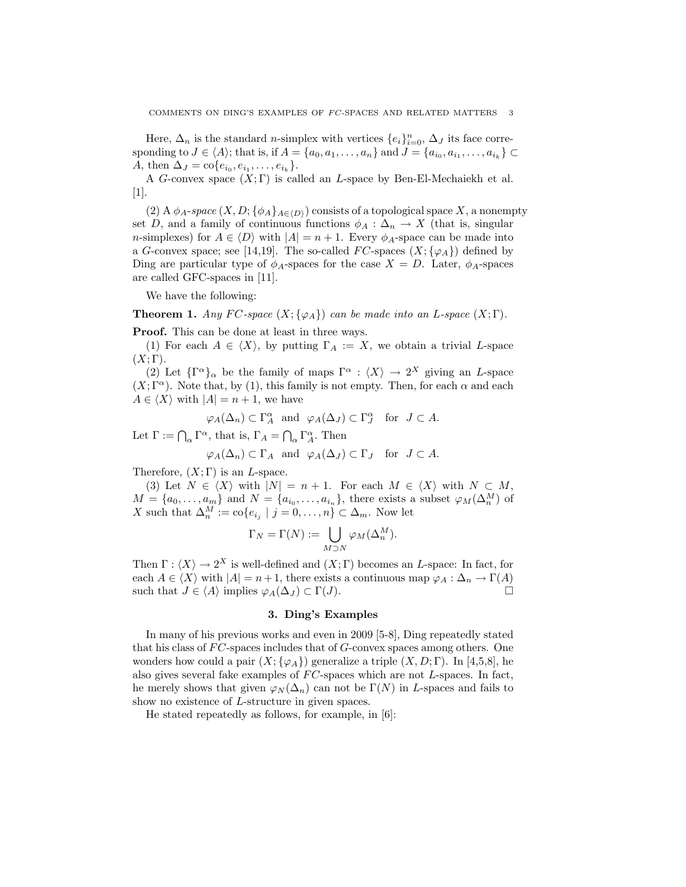Here, $\Delta_n$ is the standard $n$-simplex with vertices $\{e_i\}_{i=0}^n$, $\Delta_J$ its face corresponding to $J \in \langle A \rangle$; that is, if $A = \{a_0, a_1, \ldots, a_n\}$ and $J = \{a_{i_0}, a_{i_1}, \ldots, a_{i_k}\} \subset A$, then $\Delta_J = \mathrm{co}\{e_{i_0}, e_{i_1}, \ldots, e_{i_k}\}$.

A $G$-convex space $(X; \Gamma)$ is called an $L$-space by Ben-El-Mechaiekh et al. [1].

(2) A $\phi_A$-*space* $(X, D; \{\phi_A\}_{A \in \langle D \rangle})$ consists of a topological space $X$, a nonempty set $D$, and a family of continuous functions $\phi_A : \Delta_n \to X$ (that is, singular $n$-simplexes) for $A \in \langle D \rangle$ with $|A| = n + 1$. Every $\phi_A$-space can be made into a $G$-convex space; see [14,19]. The so-called $FC$-spaces $(X; \{\varphi_A\})$ defined by Ding are particular type of $\phi_A$-spaces for the case $X = D$. Later, $\phi_A$-spaces are called GFC-spaces in [11].

We have the following:

**Theorem 1.** *Any $FC$-space $(X; \{\varphi_A\})$ can be made into an $L$-space $(X; \Gamma)$.*

**Proof.** This can be done at least in three ways.

(1) For each $A \in \langle X \rangle$, by putting $\Gamma_A := X$, we obtain a trivial $L$-space $(X; \Gamma)$.

(2) Let $\{\Gamma^\alpha\}_\alpha$ be the family of maps $\Gamma^\alpha : \langle X \rangle \to 2^X$ giving an $L$-space $(X; \Gamma^\alpha)$. Note that, by (1), this family is not empty. Then, for each $\alpha$ and each $A \in \langle X \rangle$ with $|A| = n + 1$, we have

$$\varphi_A(\Delta_n) \subset \Gamma_A^\alpha \quad \text{and} \quad \varphi_A(\Delta_J) \subset \Gamma_J^\alpha \quad \text{for} \quad J \subset A.$$

Let $\Gamma := \bigcap_\alpha \Gamma^\alpha$, that is, $\Gamma_A = \bigcap_\alpha \Gamma_A^\alpha$. Then

$$\varphi_A(\Delta_n) \subset \Gamma_A \quad \text{and} \quad \varphi_A(\Delta_J) \subset \Gamma_J \quad \text{for} \quad J \subset A.$$

Therefore, $(X; \Gamma)$ is an $L$-space.

(3) Let $N \in \langle X \rangle$ with $|N| = n + 1$. For each $M \in \langle X \rangle$ with $N \subset M$, $M = \{a_0, \ldots, a_m\}$ and $N = \{a_{i_0}, \ldots, a_{i_n}\}$, there exists a subset $\varphi_M(\Delta_n^M)$ of $X$ such that $\Delta_n^M := \mathrm{co}\{e_{i_j} \mid j = 0, \ldots, n\} \subset \Delta_m$. Now let

$$\Gamma_N = \Gamma(N) := \bigcup_{M \supset N} \varphi_M(\Delta_n^M).$$

Then $\Gamma : \langle X \rangle \to 2^X$ is well-defined and $(X; \Gamma)$ becomes an $L$-space: In fact, for each $A \in \langle X \rangle$ with $|A| = n+1$, there exists a continuous map $\varphi_A : \Delta_n \to \Gamma(A)$ such that $J \in \langle A \rangle$ implies $\varphi_A(\Delta_J) \subset \Gamma(J)$. □

## 3. Ding's Examples

In many of his previous works and even in 2009 [5-8], Ding repeatedly stated that his class of $FC$-spaces includes that of $G$-convex spaces among others. One wonders how could a pair $(X; \{\varphi_A\})$ generalize a triple $(X, D; \Gamma)$. In [4,5,8], he also gives several fake examples of $FC$-spaces which are not $L$-spaces. In fact, he merely shows that given $\varphi_N(\Delta_n)$ can not be $\Gamma(N)$ in $L$-spaces and fails to show no existence of $L$-structure in given spaces.

He stated repeatedly as follows, for example, in [6]: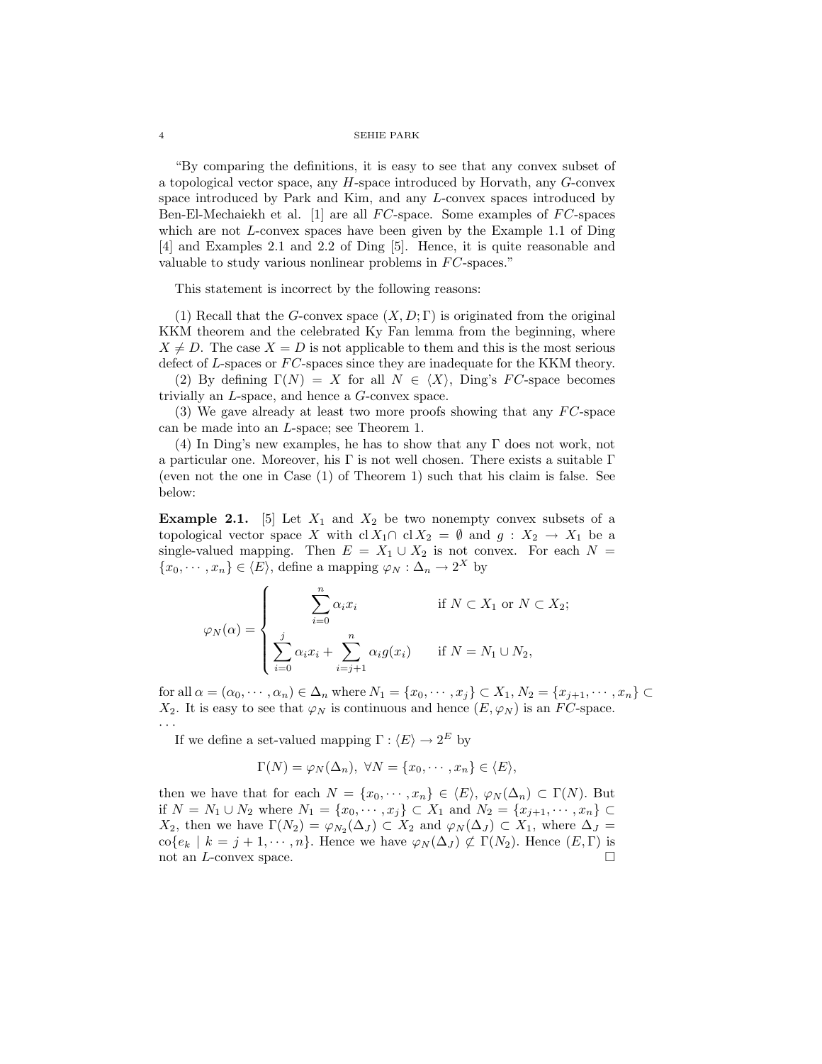"By comparing the definitions, it is easy to see that any convex subset of a topological vector space, any $H$-space introduced by Horvath, any $G$-convex space introduced by Park and Kim, and any $L$-convex spaces introduced by Ben-El-Mechaiekh et al. [1] are all $FC$-space. Some examples of $FC$-spaces which are not $L$-convex spaces have been given by the Example 1.1 of Ding [4] and Examples 2.1 and 2.2 of Ding [5]. Hence, it is quite reasonable and valuable to study various nonlinear problems in $FC$-spaces."

This statement is incorrect by the following reasons:

(1) Recall that the $G$-convex space $(X, D; \Gamma)$ is originated from the original KKM theorem and the celebrated Ky Fan lemma from the beginning, where $X \neq D$. The case $X = D$ is not applicable to them and this is the most serious defect of $L$-spaces or $FC$-spaces since they are inadequate for the KKM theory.

(2) By defining $\Gamma(N) = X$ for all $N \in \langle X \rangle$, Ding's $FC$-space becomes trivially an $L$-space, and hence a $G$-convex space.

(3) We gave already at least two more proofs showing that any $FC$-space can be made into an $L$-space; see Theorem 1.

(4) In Ding's new examples, he has to show that any $\Gamma$ does not work, not a particular one. Moreover, his $\Gamma$ is not well chosen. There exists a suitable $\Gamma$ (even not the one in Case (1) of Theorem 1) such that his claim is false. See below:

**Example 2.1.** [5] Let $X_1$ and $X_2$ be two nonempty convex subsets of a topological vector space $X$ with $\operatorname{cl} X_1 \cap \operatorname{cl} X_2 = \emptyset$ and $g : X_2 \to X_1$ be a single-valued mapping. Then $E = X_1 \cup X_2$ is not convex. For each $N = \{x_0, \cdots, x_n\} \in \langle E \rangle$, define a mapping $\varphi_N : \Delta_n \to 2^X$ by

$$\varphi_N(\alpha) = \begin{cases} \displaystyle\sum_{i=0}^{n} \alpha_i x_i & \text{if } N \subset X_1 \text{ or } N \subset X_2; \\ \displaystyle\sum_{i=0}^{j} \alpha_i x_i + \sum_{i=j+1}^{n} \alpha_i g(x_i) & \text{if } N = N_1 \cup N_2, \end{cases}$$

for all $\alpha = (\alpha_0, \cdots, \alpha_n) \in \Delta_n$ where $N_1 = \{x_0, \cdots, x_j\} \subset X_1$, $N_2 = \{x_{j+1}, \cdots, x_n\} \subset X_2$. It is easy to see that $\varphi_N$ is continuous and hence $(E, \varphi_N)$ is an $FC$-space. $\cdots$

If we define a set-valued mapping $\Gamma : \langle E \rangle \to 2^E$ by

$$\Gamma(N) = \varphi_N(\Delta_n), \ \forall N = \{x_0, \cdots, x_n\} \in \langle E \rangle,$$

then we have that for each $N = \{x_0, \cdots, x_n\} \in \langle E \rangle$, $\varphi_N(\Delta_n) \subset \Gamma(N)$. But if $N = N_1 \cup N_2$ where $N_1 = \{x_0, \cdots, x_j\} \subset X_1$ and $N_2 = \{x_{j+1}, \cdots, x_n\} \subset X_2$, then we have $\Gamma(N_2) = \varphi_{N_2}(\Delta_J) \subset X_2$ and $\varphi_N(\Delta_J) \subset X_1$, where $\Delta_J = \operatorname{co}\{e_k \mid k = j+1, \cdots, n\}$. Hence we have $\varphi_N(\Delta_J) \not\subset \Gamma(N_2)$. Hence $(E, \Gamma)$ is not an $L$-convex space. $\square$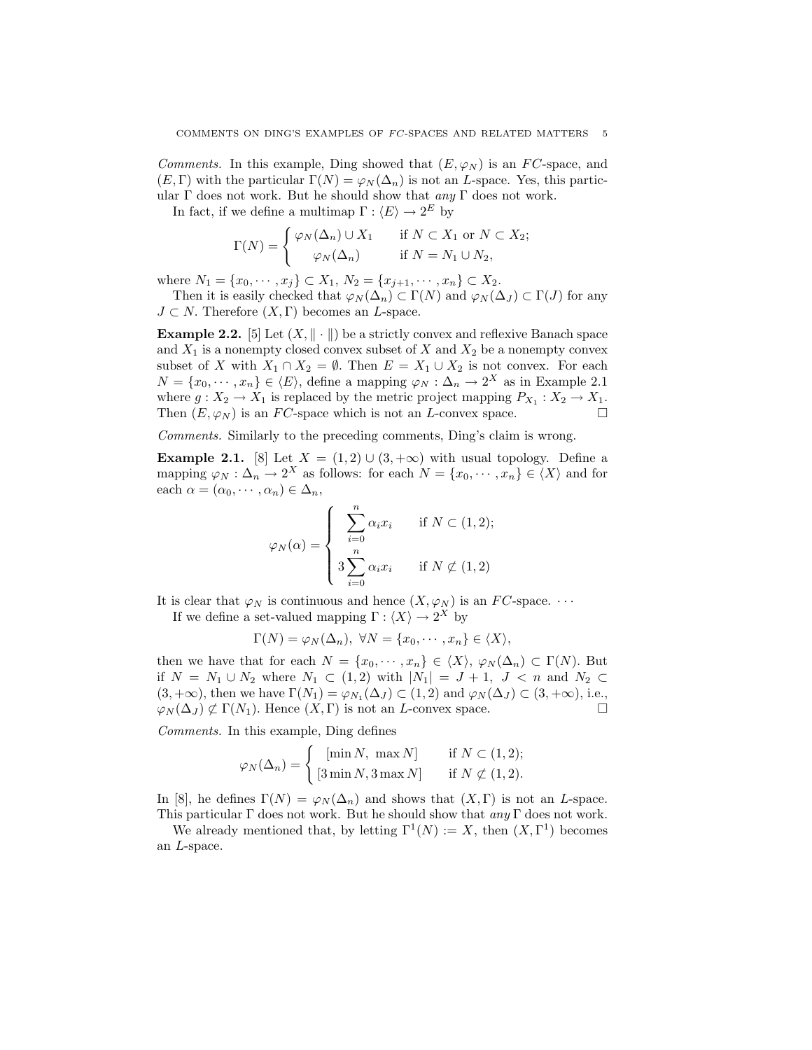*Comments.* In this example, Ding showed that $(E, \varphi_N)$ is an $FC$-space, and $(E, \Gamma)$ with the particular $\Gamma(N) = \varphi_N(\Delta_n)$ is not an $L$-space. Yes, this particular $\Gamma$ does not work. But he should show that *any* $\Gamma$ does not work.

In fact, if we define a multimap $\Gamma : \langle E \rangle \to 2^E$ by

$$\Gamma(N) = \begin{cases} \varphi_N(\Delta_n) \cup X_1 & \text{if } N \subset X_1 \text{ or } N \subset X_2; \\ \varphi_N(\Delta_n) & \text{if } N = N_1 \cup N_2, \end{cases}$$

where $N_1 = \{x_0, \cdots, x_j\} \subset X_1$, $N_2 = \{x_{j+1}, \cdots, x_n\} \subset X_2$.

Then it is easily checked that $\varphi_N(\Delta_n) \subset \Gamma(N)$ and $\varphi_N(\Delta_J) \subset \Gamma(J)$ for any $J \subset N$. Therefore $(X, \Gamma)$ becomes an $L$-space.

**Example 2.2.** [5] Let $(X, \|\cdot\|)$ be a strictly convex and reflexive Banach space and $X_1$ is a nonempty closed convex subset of $X$ and $X_2$ be a nonempty convex subset of $X$ with $X_1 \cap X_2 = \emptyset$. Then $E = X_1 \cup X_2$ is not convex. For each $N = \{x_0, \cdots, x_n\} \in \langle E \rangle$, define a mapping $\varphi_N : \Delta_n \to 2^X$ as in Example 2.1 where $g : X_2 \to X_1$ is replaced by the metric project mapping $P_{X_1} : X_2 \to X_1$. Then $(E, \varphi_N)$ is an $FC$-space which is not an $L$-convex space. $\square$

*Comments.* Similarly to the preceding comments, Ding's claim is wrong.

**Example 2.1.** [8] Let $X = (1, 2) \cup (3, +\infty)$ with usual topology. Define a mapping $\varphi_N : \Delta_n \to 2^X$ as follows: for each $N = \{x_0, \cdots, x_n\} \in \langle X \rangle$ and for each $\alpha = (\alpha_0, \cdots, \alpha_n) \in \Delta_n$,

$$\varphi_N(\alpha) = \begin{cases} \displaystyle\sum_{i=0}^{n} \alpha_i x_i & \text{if } N \subset (1, 2); \\ \displaystyle 3\sum_{i=0}^{n} \alpha_i x_i & \text{if } N \not\subset (1, 2) \end{cases}$$

It is clear that $\varphi_N$ is continuous and hence $(X, \varphi_N)$ is an $FC$-space. $\cdots$

If we define a set-valued mapping $\Gamma : \langle X \rangle \to 2^X$ by

$$\Gamma(N) = \varphi_N(\Delta_n), \ \forall N = \{x_0, \cdots, x_n\} \in \langle X \rangle,$$

then we have that for each $N = \{x_0, \cdots, x_n\} \in \langle X \rangle$, $\varphi_N(\Delta_n) \subset \Gamma(N)$. But if $N = N_1 \cup N_2$ where $N_1 \subset (1, 2)$ with $|N_1| = J + 1$, $J < n$ and $N_2 \subset (3, +\infty)$, then we have $\Gamma(N_1) = \varphi_{N_1}(\Delta_J) \subset (1, 2)$ and $\varphi_N(\Delta_J) \subset (3, +\infty)$, i.e., $\varphi_N(\Delta_J) \not\subset \Gamma(N_1)$. Hence $(X, \Gamma)$ is not an $L$-convex space. $\square$

*Comments.* In this example, Ding defines

$$\varphi_N(\Delta_n) = \begin{cases} [\min N, \ \max N] & \text{if } N \subset (1, 2); \\ [3 \min N, 3 \max N] & \text{if } N \not\subset (1, 2). \end{cases}$$

In [8], he defines $\Gamma(N) = \varphi_N(\Delta_n)$ and shows that $(X, \Gamma)$ is not an $L$-space. This particular $\Gamma$ does not work. But he should show that *any* $\Gamma$ does not work.

We already mentioned that, by letting $\Gamma^1(N) := X$, then $(X, \Gamma^1)$ becomes an $L$-space.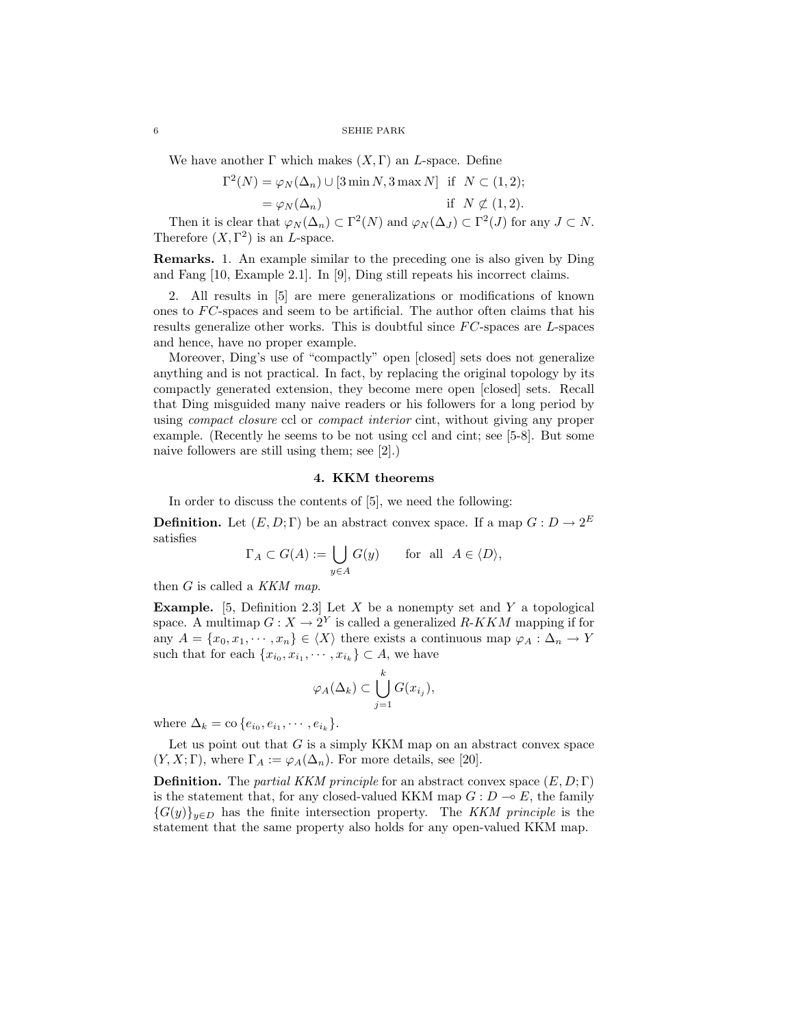We have another $\Gamma$ which makes $(X, \Gamma)$ an $L$-space. Define

$$\Gamma^2(N) = \varphi_N(\Delta_n) \cup [3 \min N, 3 \max N] \quad \text{if} \quad N \subset (1, 2);$$
$$= \varphi_N(\Delta_n) \qquad\qquad\qquad\qquad \text{if} \quad N \not\subset (1, 2).$$

Then it is clear that $\varphi_N(\Delta_n) \subset \Gamma^2(N)$ and $\varphi_N(\Delta_J) \subset \Gamma^2(J)$ for any $J \subset N$. Therefore $(X, \Gamma^2)$ is an $L$-space.

**Remarks.** 1. An example similar to the preceding one is also given by Ding and Fang [10, Example 2.1]. In [9], Ding still repeats his incorrect claims.

2. All results in [5] are mere generalizations or modifications of known ones to $FC$-spaces and seem to be artificial. The author often claims that his results generalize other works. This is doubtful since $FC$-spaces are $L$-spaces and hence, have no proper example.

Moreover, Ding's use of "compactly" open [closed] sets does not generalize anything and is not practical. In fact, by replacing the original topology by its compactly generated extension, they become mere open [closed] sets. Recall that Ding misguided many naive readers or his followers for a long period by using *compact closure* ccl or *compact interior* cint, without giving any proper example. (Recently he seems to be not using ccl and cint; see [5-8]. But some naive followers are still using them; see [2].)

## 4. KKM theorems

In order to discuss the contents of [5], we need the following:

**Definition.** Let $(E, D; \Gamma)$ be an abstract convex space. If a map $G : D \to 2^E$ satisfies

$$\Gamma_A \subset G(A) := \bigcup_{y \in A} G(y) \qquad \text{for all} \quad A \in \langle D \rangle,$$

then $G$ is called a *KKM map*.

**Example.** [5, Definition 2.3] Let $X$ be a nonempty set and $Y$ a topological space. A multimap $G : X \to 2^Y$ is called a generalized $R$-$KKM$ mapping if for any $A = \{x_0, x_1, \cdots, x_n\} \in \langle X \rangle$ there exists a continuous map $\varphi_A : \Delta_n \to Y$ such that for each $\{x_{i_0}, x_{i_1}, \cdots, x_{i_k}\} \subset A$, we have

$$\varphi_A(\Delta_k) \subset \bigcup_{j=1}^{k} G(x_{i_j}),$$

where $\Delta_k = \mathrm{co}\{e_{i_0}, e_{i_1}, \cdots, e_{i_k}\}$.

Let us point out that $G$ is a simply KKM map on an abstract convex space $(Y, X; \Gamma)$, where $\Gamma_A := \varphi_A(\Delta_n)$. For more details, see [20].

**Definition.** The *partial KKM principle* for an abstract convex space $(E, D; \Gamma)$ is the statement that, for any closed-valued KKM map $G : D \multimap E$, the family $\{G(y)\}_{y \in D}$ has the finite intersection property. The *KKM principle* is the statement that the same property also holds for any open-valued KKM map.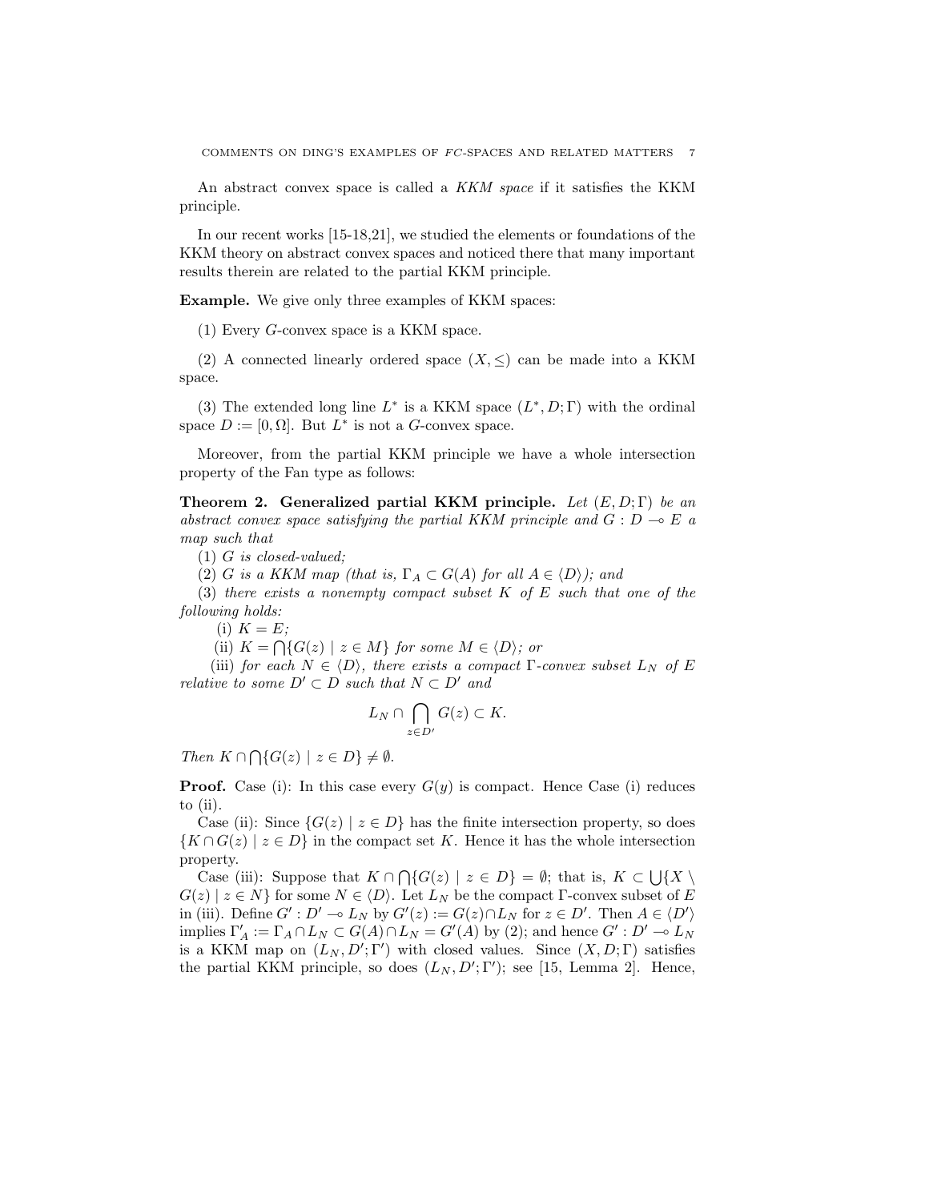An abstract convex space is called a *KKM space* if it satisfies the KKM principle.

In our recent works [15-18,21], we studied the elements or foundations of the KKM theory on abstract convex spaces and noticed there that many important results therein are related to the partial KKM principle.

**Example.** We give only three examples of KKM spaces:

(1) Every $G$-convex space is a KKM space.

(2) A connected linearly ordered space $(X, \leq)$ can be made into a KKM space.

(3) The extended long line $L^*$ is a KKM space $(L^*, D; \Gamma)$ with the ordinal space $D := [0, \Omega]$. But $L^*$ is not a $G$-convex space.

Moreover, from the partial KKM principle we have a whole intersection property of the Fan type as follows:

**Theorem 2. Generalized partial KKM principle.** *Let $(E, D; \Gamma)$ be an abstract convex space satisfying the partial KKM principle and $G : D \multimap E$ a map such that*

(1) *$G$ is closed-valued;*

(2) *$G$ is a KKM map (that is, $\Gamma_A \subset G(A)$ for all $A \in \langle D \rangle$); and*

(3) *there exists a nonempty compact subset $K$ of $E$ such that one of the following holds:*

(i) *$K = E$;*

(ii) *$K = \bigcap\{G(z) \mid z \in M\}$ for some $M \in \langle D \rangle$; or*

(iii) *for each $N \in \langle D \rangle$, there exists a compact $\Gamma$-convex subset $L_N$ of $E$ relative to some $D' \subset D$ such that $N \subset D'$ and*

$$L_N \cap \bigcap_{z \in D'} G(z) \subset K.$$

*Then $K \cap \bigcap\{G(z) \mid z \in D\} \neq \emptyset$.*

**Proof.** Case (i): In this case every $G(y)$ is compact. Hence Case (i) reduces to (ii).

Case (ii): Since $\{G(z) \mid z \in D\}$ has the finite intersection property, so does $\{K \cap G(z) \mid z \in D\}$ in the compact set $K$. Hence it has the whole intersection property.

Case (iii): Suppose that $K \cap \bigcap\{G(z) \mid z \in D\} = \emptyset$; that is, $K \subset \bigcup\{X \setminus G(z) \mid z \in N\}$ for some $N \in \langle D \rangle$. Let $L_N$ be the compact $\Gamma$-convex subset of $E$ in (iii). Define $G' : D' \multimap L_N$ by $G'(z) := G(z) \cap L_N$ for $z \in D'$. Then $A \in \langle D' \rangle$ implies $\Gamma'_A := \Gamma_A \cap L_N \subset G(A) \cap L_N = G'(A)$ by (2); and hence $G' : D' \multimap L_N$ is a KKM map on $(L_N, D'; \Gamma')$ with closed values. Since $(X, D; \Gamma)$ satisfies the partial KKM principle, so does $(L_N, D'; \Gamma')$; see [15, Lemma 2]. Hence,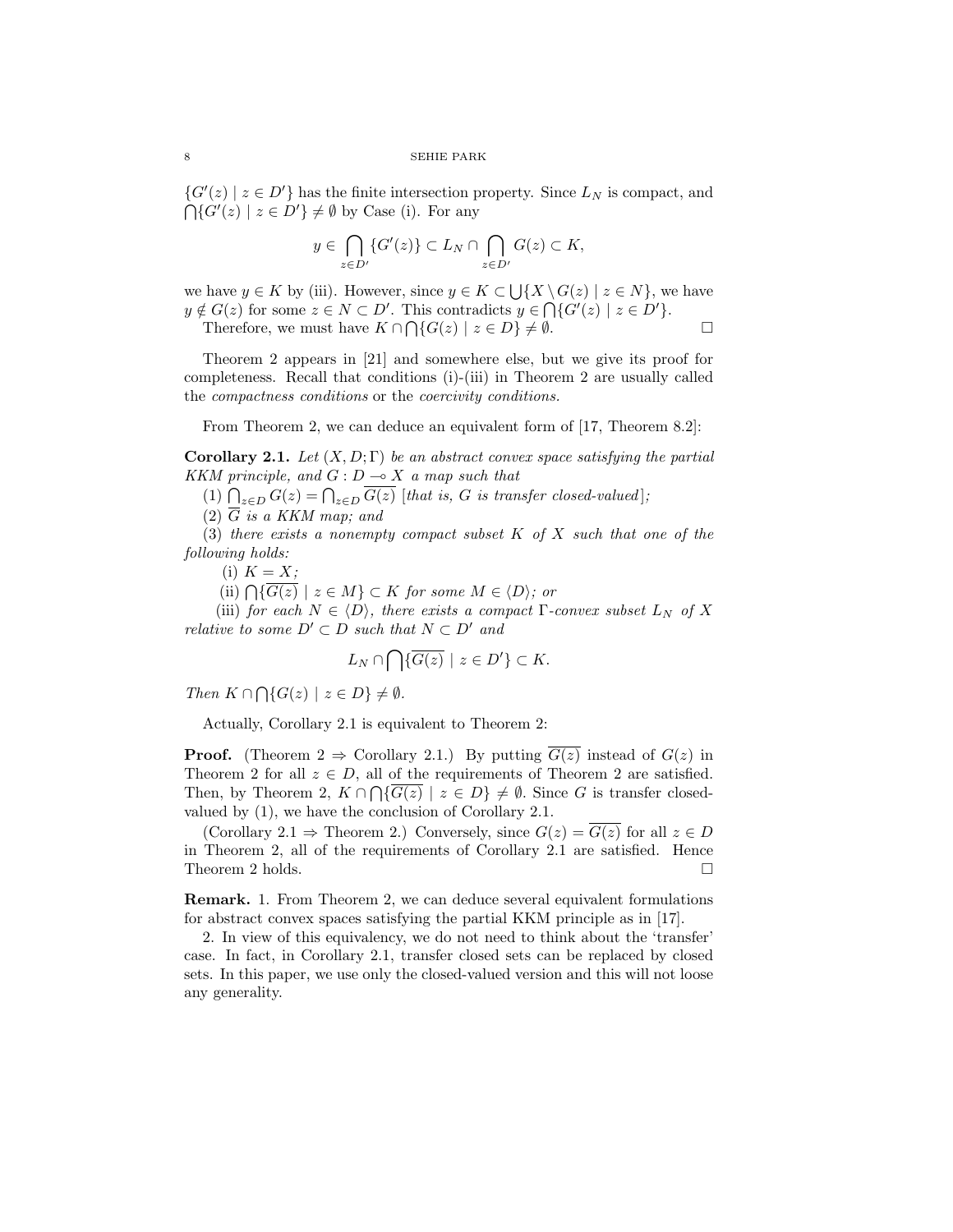$\{G'(z) \mid z \in D'\}$ has the finite intersection property. Since $L_N$ is compact, and $\bigcap\{G'(z) \mid z \in D'\} \neq \emptyset$ by Case (i). For any

$$y \in \bigcap_{z \in D'} \{G'(z)\} \subset L_N \cap \bigcap_{z \in D'} G(z) \subset K,$$

we have $y \in K$ by (iii). However, since $y \in K \subset \bigcup\{X \setminus G(z) \mid z \in N\}$, we have $y \notin G(z)$ for some $z \in N \subset D'$. This contradicts $y \in \bigcap\{G'(z) \mid z \in D'\}$.

Therefore, we must have $K \cap \bigcap\{G(z) \mid z \in D\} \neq \emptyset$. □

Theorem 2 appears in [21] and somewhere else, but we give its proof for completeness. Recall that conditions (i)-(iii) in Theorem 2 are usually called the *compactness conditions* or the *coercivity conditions.*

From Theorem 2, we can deduce an equivalent form of [17, Theorem 8.2]:

**Corollary 2.1.** *Let $(X, D; \Gamma)$ be an abstract convex space satisfying the partial KKM principle, and $G : D \multimap X$ a map such that*

(1) $\bigcap_{z \in D} G(z) = \bigcap_{z \in D} \overline{G(z)}$ [*that is, $G$ is transfer closed-valued*];

(2) $\overline{G}$ *is a KKM map; and*

(3) *there exists a nonempty compact subset $K$ of $X$ such that one of the following holds:*

(i) $K = X$;

(ii) $\bigcap\{\overline{G(z)} \mid z \in M\} \subset K$ *for some $M \in \langle D \rangle$; or*

(iii) *for each $N \in \langle D \rangle$, there exists a compact $\Gamma$-convex subset $L_N$ of $X$ relative to some $D' \subset D$ such that $N \subset D'$ and*

$$L_N \cap \bigcap\{\overline{G(z)} \mid z \in D'\} \subset K.$$

*Then $K \cap \bigcap\{G(z) \mid z \in D\} \neq \emptyset$.*

Actually, Corollary 2.1 is equivalent to Theorem 2:

**Proof.** (Theorem 2 ⇒ Corollary 2.1.) By putting $\overline{G(z)}$ instead of $G(z)$ in Theorem 2 for all $z \in D$, all of the requirements of Theorem 2 are satisfied. Then, by Theorem 2, $K \cap \bigcap\{\overline{G(z)} \mid z \in D\} \neq \emptyset$. Since $G$ is transfer closed-valued by (1), we have the conclusion of Corollary 2.1.

(Corollary 2.1 ⇒ Theorem 2.) Conversely, since $G(z) = \overline{G(z)}$ for all $z \in D$ in Theorem 2, all of the requirements of Corollary 2.1 are satisfied. Hence Theorem 2 holds. □

**Remark.** 1. From Theorem 2, we can deduce several equivalent formulations for abstract convex spaces satisfying the partial KKM principle as in [17].

2. In view of this equivalency, we do not need to think about the 'transfer' case. In fact, in Corollary 2.1, transfer closed sets can be replaced by closed sets. In this paper, we use only the closed-valued version and this will not loose any generality.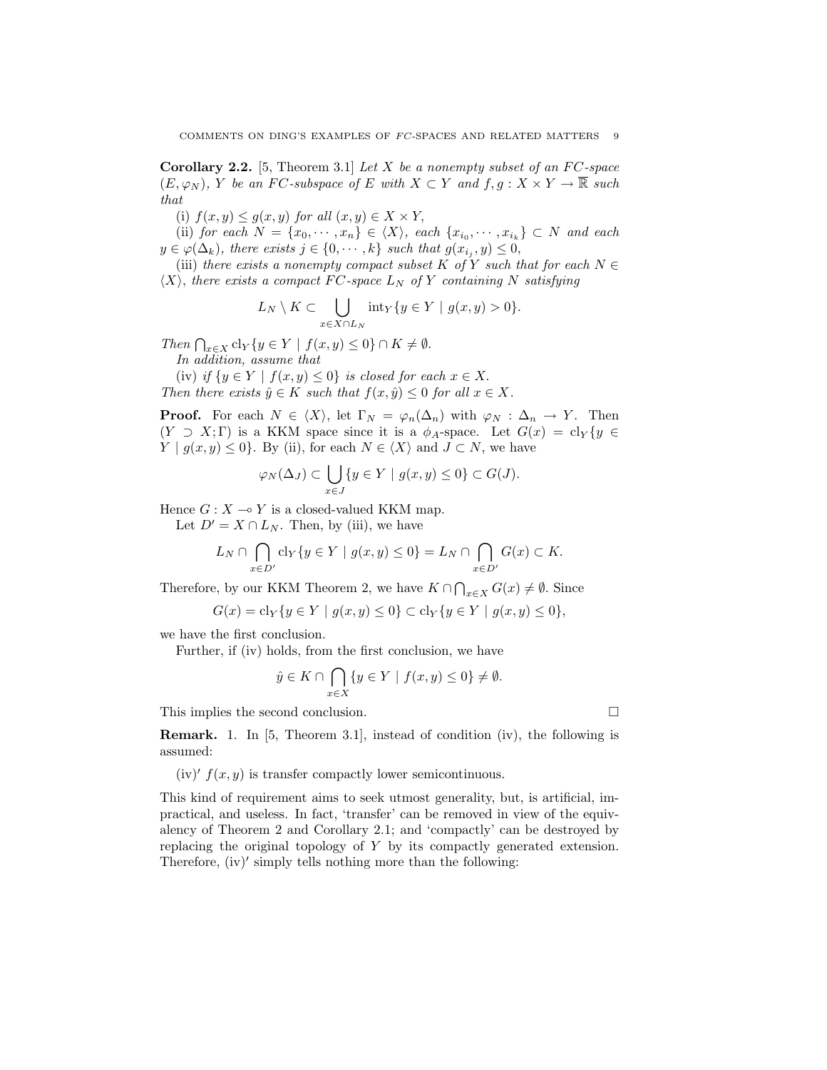**Corollary 2.2.** [5, Theorem 3.1] *Let $X$ be a nonempty subset of an $FC$-space $(E, \varphi_N)$, $Y$ be an $FC$-subspace of $E$ with $X \subset Y$ and $f, g : X \times Y \to \overline{\mathbb{R}}$ such that*

(i) *$f(x, y) \le g(x, y)$ for all $(x, y) \in X \times Y$,*

(ii) *for each $N = \{x_0, \cdots, x_n\} \in \langle X \rangle$, each $\{x_{i_0}, \cdots, x_{i_k}\} \subset N$ and each $y \in \varphi(\Delta_k)$, there exists $j \in \{0, \cdots, k\}$ such that $g(x_{i_j}, y) \le 0$,*

(iii) *there exists a nonempty compact subset $K$ of $Y$ such that for each $N \in \langle X \rangle$, there exists a compact $FC$-space $L_N$ of $Y$ containing $N$ satisfying*

$$L_N \setminus K \subset \bigcup_{x \in X \cap L_N} \mathrm{int}_Y \{y \in Y \mid g(x, y) > 0\}.$$

*Then $\bigcap_{x \in X} \mathrm{cl}_Y \{y \in Y \mid f(x, y) \le 0\} \cap K \ne \emptyset$.*

*In addition, assume that*

(iv) *if $\{y \in Y \mid f(x, y) \le 0\}$ is closed for each $x \in X$.*

*Then there exists $\hat{y} \in K$ such that $f(x, \hat{y}) \le 0$ for all $x \in X$.*

**Proof.** For each $N \in \langle X \rangle$, let $\Gamma_N = \varphi_n(\Delta_n)$ with $\varphi_N : \Delta_n \to Y$. Then $(Y \supset X; \Gamma)$ is a KKM space since it is a $\phi_A$-space. Let $G(x) = \mathrm{cl}_Y \{y \in Y \mid g(x, y) \le 0\}$. By (ii), for each $N \in \langle X \rangle$ and $J \subset N$, we have

$$\varphi_N(\Delta_J) \subset \bigcup_{x \in J} \{y \in Y \mid g(x, y) \le 0\} \subset G(J).$$

Hence $G : X \multimap Y$ is a closed-valued KKM map.

Let $D' = X \cap L_N$. Then, by (iii), we have

$$L_N \cap \bigcap_{x \in D'} \mathrm{cl}_Y \{y \in Y \mid g(x, y) \le 0\} = L_N \cap \bigcap_{x \in D'} G(x) \subset K.$$

Therefore, by our KKM Theorem 2, we have $K \cap \bigcap_{x \in X} G(x) \ne \emptyset$. Since

$$G(x) = \mathrm{cl}_Y \{y \in Y \mid g(x, y) \le 0\} \subset \mathrm{cl}_Y \{y \in Y \mid g(x, y) \le 0\},$$

we have the first conclusion.

Further, if (iv) holds, from the first conclusion, we have

$$\hat{y} \in K \cap \bigcap_{x \in X} \{y \in Y \mid f(x, y) \le 0\} \ne \emptyset.$$

This implies the second conclusion. $\square$

**Remark.** 1. In [5, Theorem 3.1], instead of condition (iv), the following is assumed:

(iv)$'$ $f(x, y)$ is transfer compactly lower semicontinuous.

This kind of requirement aims to seek utmost generality, but, is artificial, impractical, and useless. In fact, 'transfer' can be removed in view of the equivalency of Theorem 2 and Corollary 2.1; and 'compactly' can be destroyed by replacing the original topology of $Y$ by its compactly generated extension. Therefore, (iv)$'$ simply tells nothing more than the following: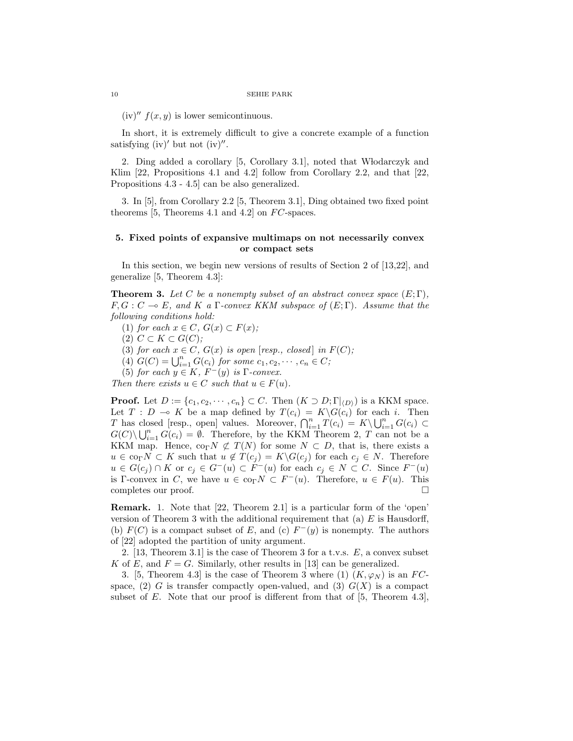(iv)″ $f(x, y)$ is lower semicontinuous.

In short, it is extremely difficult to give a concrete example of a function satisfying (iv)′ but not (iv)″.

2. Ding added a corollary [5, Corollary 3.1], noted that Włodarczyk and Klim [22, Propositions 4.1 and 4.2] follow from Corollary 2.2, and that [22, Propositions 4.3 - 4.5] can be also generalized.

3. In [5], from Corollary 2.2 [5, Theorem 3.1], Ding obtained two fixed point theorems [5, Theorems 4.1 and 4.2] on $FC$-spaces.

## 5. Fixed points of expansive multimaps on not necessarily convex or compact sets

In this section, we begin new versions of results of Section 2 of [13,22], and generalize [5, Theorem 4.3]:

**Theorem 3.** *Let $C$ be a nonempty subset of an abstract convex space $(E; \Gamma)$, $F, G : C \multimap E$, and $K$ a $\Gamma$-convex KKM subspace of $(E; \Gamma)$. Assume that the following conditions hold:*

(1) *for each $x \in C$, $G(x) \subset F(x)$;*

(2) *$C \subset K \subset G(C)$;*

(3) *for each $x \in C$, $G(x)$ is open [resp., closed] in $F(C)$;*

(4) *$G(C) = \bigcup_{i=1}^{n} G(c_i)$ for some $c_1, c_2, \cdots, c_n \in C$;*

(5) *for each $y \in K$, $F^{-}(y)$ is $\Gamma$-convex.*

*Then there exists $u \in C$ such that $u \in F(u)$.*

**Proof.** Let $D := \{c_1, c_2, \cdots, c_n\} \subset C$. Then $(K \supset D; \Gamma|_{\langle D \rangle})$ is a KKM space. Let $T : D \multimap K$ be a map defined by $T(c_i) = K \backslash G(c_i)$ for each $i$. Then $T$ has closed [resp., open] values. Moreover, $\bigcap_{i=1}^{n} T(c_i) = K \backslash \bigcup_{i=1}^{n} G(c_i) \subset G(C) \backslash \bigcup_{i=1}^{n} G(c_i) = \emptyset$. Therefore, by the KKM Theorem 2, $T$ can not be a KKM map. Hence, $\mathrm{co}_\Gamma N \not\subset T(N)$ for some $N \subset D$, that is, there exists a $u \in \mathrm{co}_\Gamma N \subset K$ such that $u \notin T(c_j) = K \backslash G(c_j)$ for each $c_j \in N$. Therefore $u \in G(c_j) \cap K$ or $c_j \in G^{-}(u) \subset F^{-}(u)$ for each $c_j \in N \subset C$. Since $F^{-}(u)$ is $\Gamma$-convex in $C$, we have $u \in \mathrm{co}_\Gamma N \subset F^{-}(u)$. Therefore, $u \in F(u)$. This completes our proof. □

**Remark.** 1. Note that [22, Theorem 2.1] is a particular form of the 'open' version of Theorem 3 with the additional requirement that (a) $E$ is Hausdorff, (b) $F(C)$ is a compact subset of $E$, and (c) $F^{-}(y)$ is nonempty. The authors of [22] adopted the partition of unity argument.

2. [13, Theorem 3.1] is the case of Theorem 3 for a t.v.s. $E$, a convex subset $K$ of $E$, and $F = G$. Similarly, other results in [13] can be generalized.

3. [5, Theorem 4.3] is the case of Theorem 3 where (1) $(K, \varphi_N)$ is an $FC$-space, (2) $G$ is transfer compactly open-valued, and (3) $G(X)$ is a compact subset of $E$. Note that our proof is different from that of [5, Theorem 4.3],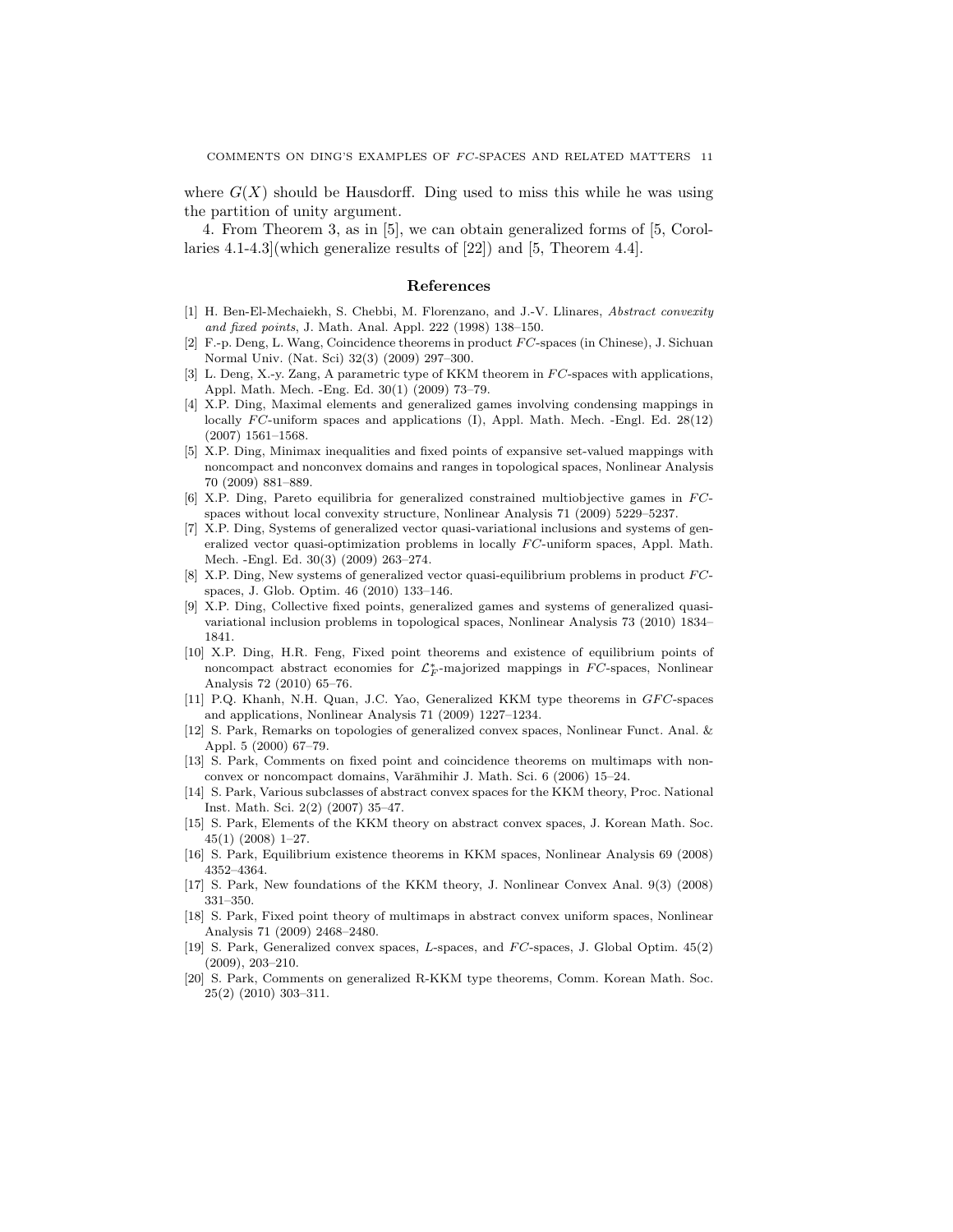where $G(X)$ should be Hausdorff. Ding used to miss this while he was using the partition of unity argument.

4. From Theorem 3, as in [5], we can obtain generalized forms of [5, Corollaries 4.1-4.3](which generalize results of [22]) and [5, Theorem 4.4].

## References

[1] H. Ben-El-Mechaiekh, S. Chebbi, M. Florenzano, and J.-V. Llinares, *Abstract convexity and fixed points*, J. Math. Anal. Appl. 222 (1998) 138–150.

[2] F.-p. Deng, L. Wang, Coincidence theorems in product $FC$-spaces (in Chinese), J. Sichuan Normal Univ. (Nat. Sci) 32(3) (2009) 297–300.

[3] L. Deng, X.-y. Zang, A parametric type of KKM theorem in $FC$-spaces with applications, Appl. Math. Mech. -Eng. Ed. 30(1) (2009) 73–79.

[4] X.P. Ding, Maximal elements and generalized games involving condensing mappings in locally $FC$-uniform spaces and applications (I), Appl. Math. Mech. -Engl. Ed. 28(12) (2007) 1561–1568.

[5] X.P. Ding, Minimax inequalities and fixed points of expansive set-valued mappings with noncompact and nonconvex domains and ranges in topological spaces, Nonlinear Analysis 70 (2009) 881–889.

[6] X.P. Ding, Pareto equilibria for generalized constrained multiobjective games in $FC$-spaces without local convexity structure, Nonlinear Analysis 71 (2009) 5229–5237.

[7] X.P. Ding, Systems of generalized vector quasi-variational inclusions and systems of generalized vector quasi-optimization problems in locally $FC$-uniform spaces, Appl. Math. Mech. -Engl. Ed. 30(3) (2009) 263–274.

[8] X.P. Ding, New systems of generalized vector quasi-equilibrium problems in product $FC$-spaces, J. Glob. Optim. 46 (2010) 133–146.

[9] X.P. Ding, Collective fixed points, generalized games and systems of generalized quasi-variational inclusion problems in topological spaces, Nonlinear Analysis 73 (2010) 1834–1841.

[10] X.P. Ding, H.R. Feng, Fixed point theorems and existence of equilibrium points of noncompact abstract economies for $\mathcal{L}_F^*$-majorized mappings in $FC$-spaces, Nonlinear Analysis 72 (2010) 65–76.

[11] P.Q. Khanh, N.H. Quan, J.C. Yao, Generalized KKM type theorems in $GFC$-spaces and applications, Nonlinear Analysis 71 (2009) 1227–1234.

[12] S. Park, Remarks on topologies of generalized convex spaces, Nonlinear Funct. Anal. & Appl. 5 (2000) 67–79.

[13] S. Park, Comments on fixed point and coincidence theorems on multimaps with nonconvex or noncompact domains, Varāhmihir J. Math. Sci. 6 (2006) 15–24.

[14] S. Park, Various subclasses of abstract convex spaces for the KKM theory, Proc. National Inst. Math. Sci. 2(2) (2007) 35–47.

[15] S. Park, Elements of the KKM theory on abstract convex spaces, J. Korean Math. Soc. 45(1) (2008) 1–27.

[16] S. Park, Equilibrium existence theorems in KKM spaces, Nonlinear Analysis 69 (2008) 4352–4364.

[17] S. Park, New foundations of the KKM theory, J. Nonlinear Convex Anal. 9(3) (2008) 331–350.

[18] S. Park, Fixed point theory of multimaps in abstract convex uniform spaces, Nonlinear Analysis 71 (2009) 2468–2480.

[19] S. Park, Generalized convex spaces, $L$-spaces, and $FC$-spaces, J. Global Optim. 45(2) (2009), 203–210.

[20] S. Park, Comments on generalized R-KKM type theorems, Comm. Korean Math. Soc. 25(2) (2010) 303–311.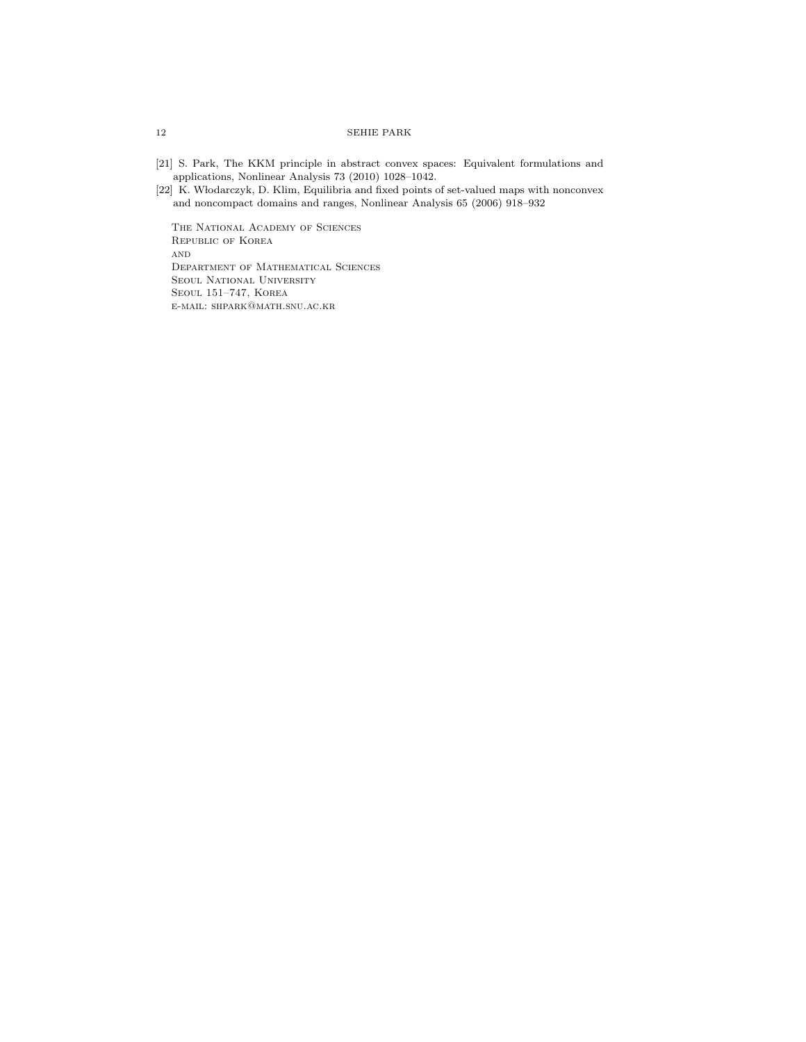[21] S. Park, The KKM principle in abstract convex spaces: Equivalent formulations and applications, Nonlinear Analysis 73 (2010) 1028–1042.

[22] K. Włodarczyk, D. Klim, Equilibria and fixed points of set-valued maps with nonconvex and noncompact domains and ranges, Nonlinear Analysis 65 (2006) 918–932

The National Academy of Sciences
Republic of Korea
and
Department of Mathematical Sciences
Seoul National University
Seoul 151–747, Korea
e-mail: shpark@math.snu.ac.kr